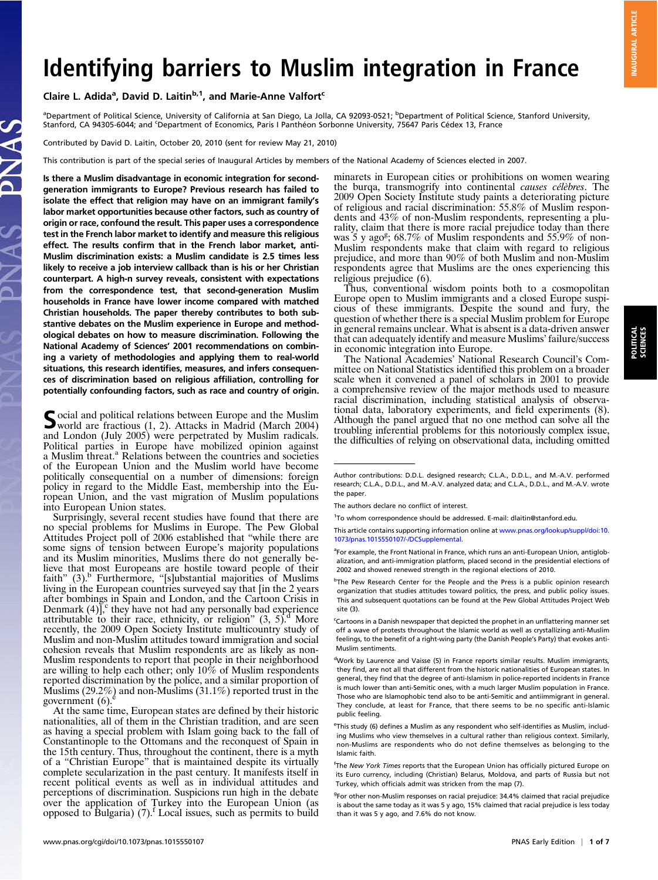# Identifying barriers to Muslim integration in France

Claire L. Adida[a], David D. Laitin[b,1], and Marie-Anne Valfort[c]

[a]Department of Political Science, University of California at San Diego, La Jolla, CA 92093-0521; [b]Department of Political Science, Stanford University, Stanford, CA 94305-6044; and [c]Department of Economics, Paris I Panthéon Sorbonne University, 75647 Paris Cédex 13, France

Contributed by David D. Laitin, October 20, 2010 (sent for review May 21, 2010)

This contribution is part of the special series of Inaugural Articles by members of the National Academy of Sciences elected in 2007.

**Is there a Muslim disadvantage in economic integration for second-generation immigrants to Europe? Previous research has failed to isolate the effect that religion may have on an immigrant family's labor market opportunities because other factors, such as country of origin or race, confound the result. This paper uses a correspondence test in the French labor market to identify and measure this religious effect. The results confirm that in the French labor market, anti-Muslim discrimination exists: a Muslim candidate is 2.5 times less likely to receive a job interview callback than is his or her Christian counterpart. A high-n survey reveals, consistent with expectations from the correspondence test, that second-generation Muslim households in France have lower income compared with matched Christian households. The paper thereby contributes to both substantive debates on the Muslim experience in Europe and methodological debates on how to measure discrimination. Following the National Academy of Sciences' 2001 recommendations on combining a variety of methodologies and applying them to real-world situations, this research identifies, measures, and infers consequences of discrimination based on religious affiliation, controlling for potentially confounding factors, such as race and country of origin.**

Social and political relations between Europe and the Muslim world are fractious (1, 2). Attacks in Madrid (March 2004) and London (July 2005) were perpetrated by Muslim radicals. Political parties in Europe have mobilized opinion against a Muslim threat.[a] Relations between the countries and societies of the European Union and the Muslim world have become politically consequential on a number of dimensions: foreign policy in regard to the Middle East, membership into the European Union, and the vast migration of Muslim populations into European Union states.

Surprisingly, several recent studies have found that there are no special problems for Muslims in Europe. The Pew Global Attitudes Project poll of 2006 established that "while there are some signs of tension between Europe's majority populations and its Muslim minorities, Muslims there do not generally believe that most Europeans are hostile toward people of their faith" (3).[b] Furthermore, "[s]ubstantial majorities of Muslims living in the European countries surveyed say that [in the 2 years after bombings in Spain and London, and the Cartoon Crisis in Denmark (4)],[c] they have not had any personally bad experience attributable to their race, ethnicity, or religion" (3, 5).[d] More recently, the 2009 Open Society Institute multicountry study of Muslim and non-Muslim attitudes toward immigration and social cohesion reveals that Muslim respondents are as likely as non-Muslim respondents to report that people in their neighborhood are willing to help each other; only 10% of Muslim respondents reported discrimination by the police, and a similar proportion of Muslims (29.2%) and non-Muslims (31.1%) reported trust in the government (6).[e]

At the same time, European states are defined by their historic nationalities, all of them in the Christian tradition, and are seen as having a special problem with Islam going back to the fall of Constantinople to the Ottomans and the reconquest of Spain in the 15th century. Thus, throughout the continent, there is a myth of a "Christian Europe" that is maintained despite its virtually complete secularization in the past century. It manifests itself in recent political events as well as in individual attitudes and perceptions of discrimination. Suspicions run high in the debate over the application of Turkey into the European Union (as opposed to Bulgaria) (7).[f] Local issues, such as permits to build minarets in European cities or prohibitions on women wearing the burqa, transmogrify into continental *causes célèbres*. The 2009 Open Society Institute study paints a deteriorating picture of religious and racial discrimination: 55.8% of Muslim respondents and 43% of non-Muslim respondents, representing a plurality, claim that there is more racial prejudice today than there was 5 y ago[g]; 68.7% of Muslim respondents and 55.9% of non-Muslim respondents make that claim with regard to religious prejudice, and more than 90% of both Muslim and non-Muslim respondents agree that Muslims are the ones experiencing this religious prejudice (6).

Thus, conventional wisdom points both to a cosmopolitan Europe open to Muslim immigrants and a closed Europe suspicious of these immigrants. Despite the sound and fury, the question of whether there is a special Muslim problem for Europe in general remains unclear. What is absent is a data-driven answer that can adequately identify and measure Muslims' failure/success in economic integration into Europe.

The National Academies' National Research Council's Committee on National Statistics identified this problem on a broader scale when it convened a panel of scholars in 2001 to provide a comprehensive review of the major methods used to measure racial discrimination, including statistical analysis of observational data, laboratory experiments, and field experiments (8). Although the panel argued that no one method can solve all the troubling inferential problems for this notoriously complex issue, the difficulties of relying on observational data, including omitted

---

Author contributions: D.D.L. designed research; C.L.A., D.D.L., and M.-A.V. performed research; C.L.A., D.D.L., and M.-A.V. analyzed data; and C.L.A., D.D.L., and M.-A.V. wrote the paper.

The authors declare no conflict of interest.

[1]To whom correspondence should be addressed. E-mail: dlaitin@stanford.edu.

This article contains supporting information online at www.pnas.org/lookup/suppl/doi:10.1073/pnas.1015550107/-/DCSupplemental.

[a]For example, the Front National in France, which runs an anti-European Union, antiglobalization, and anti-immigration platform, placed second in the presidential elections of 2002 and showed renewed strength in the regional elections of 2010.

[b]The Pew Research Center for the People and the Press is a public opinion research organization that studies attitudes toward politics, the press, and public policy issues. This and subsequent quotations can be found at the Pew Global Attitudes Project Web site (3).

[c]Cartoons in a Danish newspaper that depicted the prophet in an unflattering manner set off a wave of protests throughout the Islamic world as well as crystallizing anti-Muslim feelings, to the benefit of a right-wing party (the Danish People's Party) that evokes anti-Muslim sentiments.

[d]Work by Laurence and Vaisse (5) in France reports similar results. Muslim immigrants, they find, are not all that different from the historic nationalities of European states. In general, they find that the degree of anti-Islamism in police-reported incidents in France is much lower than anti-Semitic ones, with a much larger Muslim population in France. Those who are Islamophobic tend also to be anti-Semitic and antiimmigrant in general. They conclude, at least for France, that there seems to be no specific anti-Islamic public feeling.

[e]This study (6) defines a Muslim as any respondent who self-identifies as Muslim, including Muslims who view themselves in a cultural rather than religious context. Similarly, non-Muslims are respondents who do not define themselves as belonging to the Islamic faith.

[f]The *New York Times* reports that the European Union has officially pictured Europe on its Euro currency, including (Christian) Belarus, Moldova, and parts of Russia but not Turkey, which officials admit was stricken from the map (7).

[g]For other non-Muslim responses on racial prejudice: 34.4% claimed that racial prejudice is about the same today as it was 5 y ago, 15% claimed that racial prejudice is less today than it was 5 y ago, and 7.6% do not know.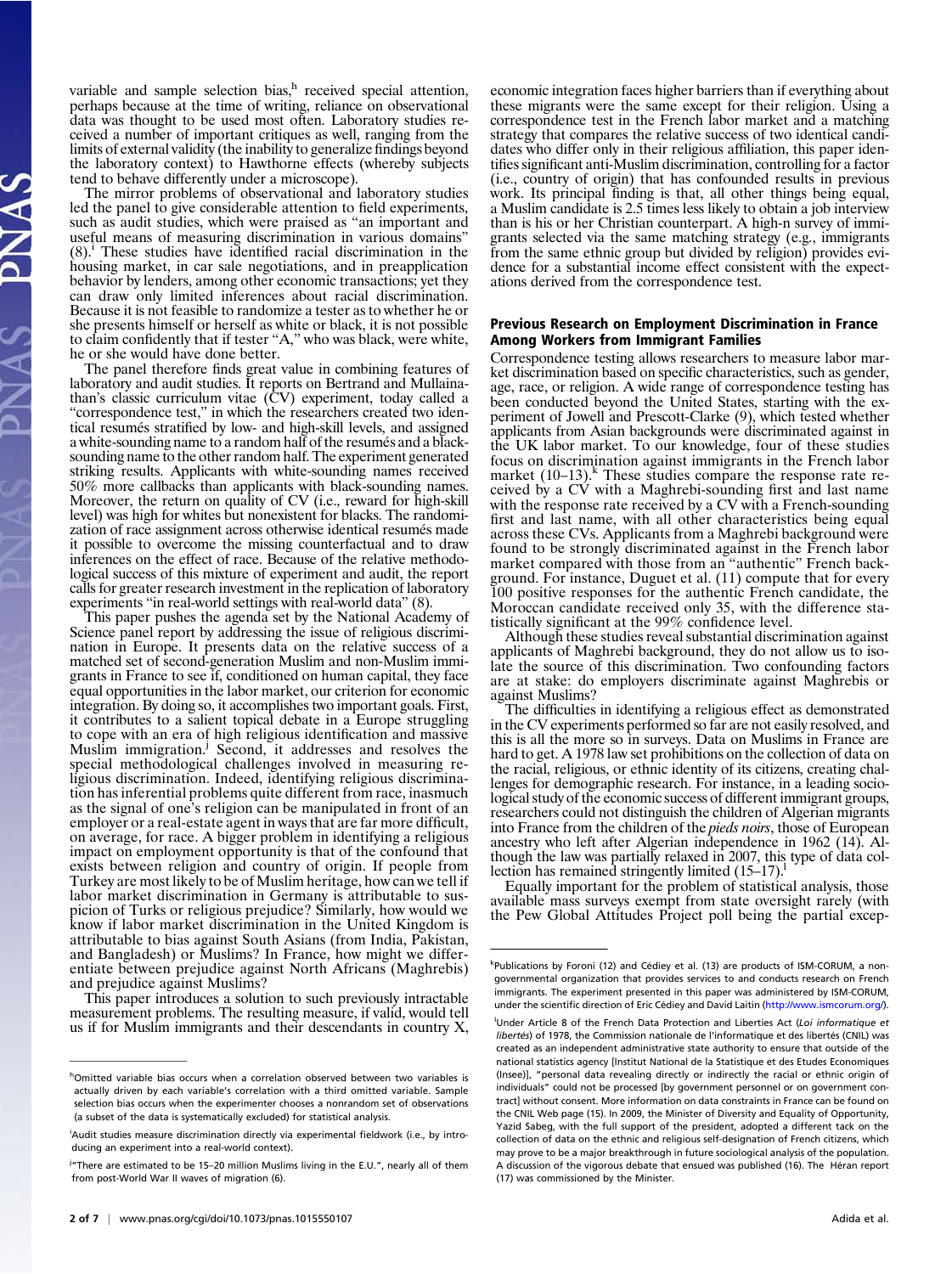variable and sample selection bias,[h] received special attention, perhaps because at the time of writing, reliance on observational data was thought to be used most often. Laboratory studies received a number of important critiques as well, ranging from the limits of external validity (the inability to generalize findings beyond the laboratory context) to Hawthorne effects (whereby subjects tend to behave differently under a microscope).

The mirror problems of observational and laboratory studies led the panel to give considerable attention to field experiments, such as audit studies, which were praised as "an important and useful means of measuring discrimination in various domains" (8).[i] These studies have identified racial discrimination in the housing market, in car sale negotiations, and in preapplication behavior by lenders, among other economic transactions; yet they can draw only limited inferences about racial discrimination. Because it is not feasible to randomize a tester as to whether he or she presents himself or herself as white or black, it is not possible to claim confidently that if tester "A," who was black, were white, he or she would have done better.

The panel therefore finds great value in combining features of laboratory and audit studies. It reports on Bertrand and Mullainathan's classic curriculum vitae (CV) experiment, today called a "correspondence test," in which the researchers created two identical resumés stratified by low- and high-skill levels, and assigned a white-sounding name to a random half of the resumés and a black-sounding name to the other random half. The experiment generated striking results. Applicants with white-sounding names received 50% more callbacks than applicants with black-sounding names. Moreover, the return on quality of CV (i.e., reward for high-skill level) was high for whites but nonexistent for blacks. The randomization of race assignment across otherwise identical resumés made it possible to overcome the missing counterfactual and to draw inferences on the effect of race. Because of the relative methodological success of this mixture of experiment and audit, the report calls for greater research investment in the replication of laboratory experiments "in real-world settings with real-world data" (8).

This paper pushes the agenda set by the National Academy of Science panel report by addressing the issue of religious discrimination in Europe. It presents data on the relative success of a matched set of second-generation Muslim and non-Muslim immigrants in France to see if, conditioned on human capital, they face equal opportunities in the labor market, our criterion for economic integration. By doing so, it accomplishes two important goals. First, it contributes to a salient topical debate in a Europe struggling to cope with an era of high religious identification and massive Muslim immigration.[j] Second, it addresses and resolves the special methodological challenges involved in measuring religious discrimination. Indeed, identifying religious discrimination has inferential problems quite different from race, inasmuch as the signal of one's religion can be manipulated in front of an employer or a real-estate agent in ways that are far more difficult, on average, for race. A bigger problem in identifying a religious impact on employment opportunity is that of the confound that exists between religion and country of origin. If people from Turkey are most likely to be of Muslim heritage, how can we tell if labor market discrimination in Germany is attributable to suspicion of Turks or religious prejudice? Similarly, how would we know if labor market discrimination in the United Kingdom is attributable to bias against South Asians (from India, Pakistan, and Bangladesh) or Muslims? In France, how might we differentiate between prejudice against North Africans (Maghrebis) and prejudice against Muslims?

This paper introduces a solution to such previously intractable measurement problems. The resulting measure, if valid, would tell us if for Muslim immigrants and their descendants in country X, economic integration faces higher barriers than if everything about these migrants were the same except for their religion. Using a correspondence test in the French labor market and a matching strategy that compares the relative success of two identical candidates who differ only in their religious affiliation, this paper identifies significant anti-Muslim discrimination, controlling for a factor (i.e., country of origin) that has confounded results in previous work. Its principal finding is that, all other things being equal, a Muslim candidate is 2.5 times less likely to obtain a job interview than is his or her Christian counterpart. A high-n survey of immigrants selected via the same matching strategy (e.g., immigrants from the same ethnic group but divided by religion) provides evidence for a substantial income effect consistent with the expectations derived from the correspondence test.

## Previous Research on Employment Discrimination in France Among Workers from Immigrant Families

Correspondence testing allows researchers to measure labor market discrimination based on specific characteristics, such as gender, age, race, or religion. A wide range of correspondence testing has been conducted beyond the United States, starting with the experiment of Jowell and Prescott-Clarke (9), which tested whether applicants from Asian backgrounds were discriminated against in the UK labor market. To our knowledge, four of these studies focus on discrimination against immigrants in the French labor market (10–13).[k] These studies compare the response rate received by a CV with a Maghrebi-sounding first and last name with the response rate received by a CV with a French-sounding first and last name, with all other characteristics being equal across these CVs. Applicants from a Maghrebi background were found to be strongly discriminated against in the French labor market compared with those from an "authentic" French background. For instance, Duguet et al. (11) compute that for every 100 positive responses for the authentic French candidate, the Moroccan candidate received only 35, with the difference statistically significant at the 99% confidence level.

Although these studies reveal substantial discrimination against applicants of Maghrebi background, they do not allow us to isolate the source of this discrimination. Two confounding factors are at stake: do employers discriminate against Maghrebis or against Muslims?

The difficulties in identifying a religious effect as demonstrated in the CV experiments performed so far are not easily resolved, and this is all the more so in surveys. Data on Muslims in France are hard to get. A 1978 law set prohibitions on the collection of data on the racial, religious, or ethnic identity of its citizens, creating challenges for demographic research. For instance, in a leading sociological study of the economic success of different immigrant groups, researchers could not distinguish the children of Algerian migrants into France from the children of the *pieds noirs*, those of European ancestry who left after Algerian independence in 1962 (14). Although the law was partially relaxed in 2007, this type of data collection has remained stringently limited (15–17).[l]

Equally important for the problem of statistical analysis, those available mass surveys exempt from state oversight rarely (with the Pew Global Attitudes Project poll being the partial excep-

---

[h] Omitted variable bias occurs when a correlation observed between two variables is actually driven by each variable's correlation with a third omitted variable. Sample selection bias occurs when the experimenter chooses a nonrandom set of observations (a subset of the data is systematically excluded) for statistical analysis.

[i] Audit studies measure discrimination directly via experimental fieldwork (i.e., by introducing an experiment into a real-world context).

[j] "There are estimated to be 15–20 million Muslims living in the E.U.", nearly all of them from post-World War II waves of migration (6).

[k] Publications by Foroni (12) and Cédiey et al. (13) are products of ISM-CORUM, a nongovernmental organization that provides services to and conducts research on French immigrants. The experiment presented in this paper was administered by ISM-CORUM, under the scientific direction of Eric Cédiey and David Laitin (http://www.ismcorum.org/).

[l] Under Article 8 of the French Data Protection and Liberties Act (*Loi informatique et libertés*) of 1978, the Commission nationale de l'informatique et des libertés (CNIL) was created as an independent administrative state authority to ensure that outside of the national statistics agency [Institut National de la Statistique et des Etudes Economiques (Insee)], "personal data revealing directly or indirectly the racial or ethnic origin of individuals" could not be processed [by government personnel or on government contract] without consent. More information on data constraints in France can be found on the CNIL Web page (15). In 2009, the Minister of Diversity and Equality of Opportunity, Yazid Sabeg, with the full support of the president, adopted a different tack on the collection of data on the ethnic and religious self-designation of French citizens, which may prove to be a major breakthrough in future sociological analysis of the population. A discussion of the vigorous debate that ensued was published (16). The Héran report (17) was commissioned by the Minister.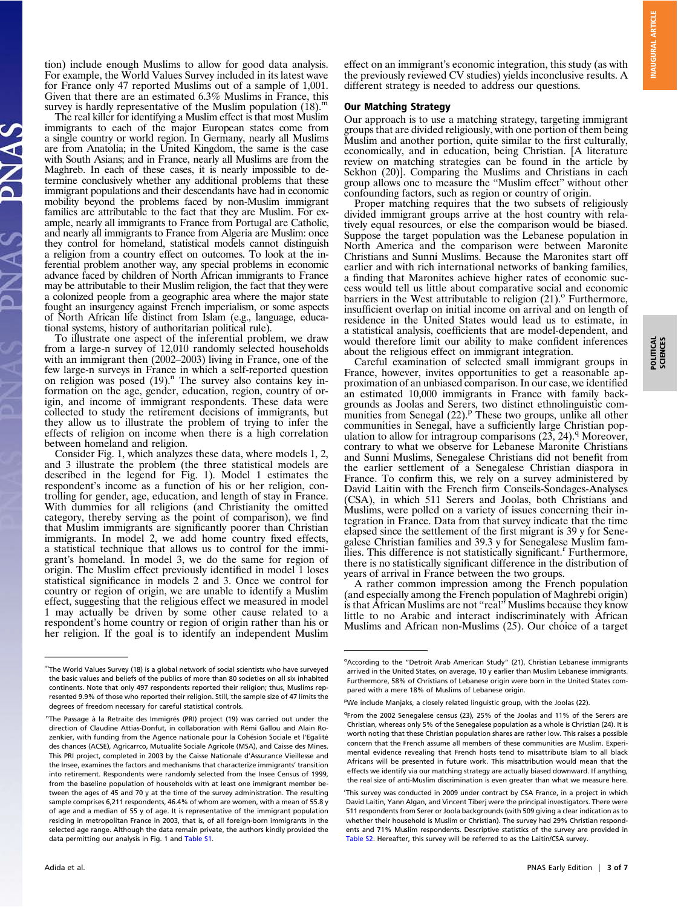tion) include enough Muslims to allow for good data analysis. For example, the World Values Survey included in its latest wave for France only 47 reported Muslims out of a sample of 1,001. Given that there are an estimated 6.3% Muslims in France, this survey is hardly representative of the Muslim population (18).[m]

The real killer for identifying a Muslim effect is that most Muslim immigrants to each of the major European states come from a single country or world region. In Germany, nearly all Muslims are from Anatolia; in the United Kingdom, the same is the case with South Asians; and in France, nearly all Muslims are from the Maghreb. In each of these cases, it is nearly impossible to determine conclusively whether any additional problems that these immigrant populations and their descendants have had in economic mobility beyond the problems faced by non-Muslim immigrant families are attributable to the fact that they are Muslim. For example, nearly all immigrants to France from Portugal are Catholic, and nearly all immigrants to France from Algeria are Muslim: once they control for homeland, statistical models cannot distinguish a religion from a country effect on outcomes. To look at the inferential problem another way, any special problems in economic advance faced by children of North African immigrants to France may be attributable to their Muslim religion, the fact that they were a colonized people from a geographic area where the major state fought an insurgency against French imperialism, or some aspects of North African life distinct from Islam (e.g., language, educational systems, history of authoritarian political rule).

To illustrate one aspect of the inferential problem, we draw from a large-n survey of 12,010 randomly selected households with an immigrant then (2002–2003) living in France, one of the few large-n surveys in France in which a self-reported question on religion was posed (19).[n] The survey also contains key information on the age, gender, education, region, country of origin, and income of immigrant respondents. These data were collected to study the retirement decisions of immigrants, but they allow us to illustrate the problem of trying to infer the effects of religion on income when there is a high correlation between homeland and religion.

Consider Fig. 1, which analyzes these data, where models 1, 2, and 3 illustrate the problem (the three statistical models are described in the legend for Fig. 1). Model 1 estimates the respondent's income as a function of his or her religion, controlling for gender, age, education, and length of stay in France. With dummies for all religions (and Christianity the omitted category, thereby serving as the point of comparison), we find that Muslim immigrants are significantly poorer than Christian immigrants. In model 2, we add home country fixed effects, a statistical technique that allows us to control for the immigrant's homeland. In model 3, we do the same for region of origin. The Muslim effect previously identified in model 1 loses statistical significance in models 2 and 3. Once we control for country or region of origin, we are unable to identify a Muslim effect, suggesting that the religious effect we measured in model 1 may actually be driven by some other cause related to a respondent's home country or region of origin rather than his or her religion. If the goal is to identify an independent Muslim effect on an immigrant's economic integration, this study (as with the previously reviewed CV studies) yields inconclusive results. A different strategy is needed to address our questions.

## Our Matching Strategy

Our approach is to use a matching strategy, targeting immigrant groups that are divided religiously, with one portion of them being Muslim and another portion, quite similar to the first culturally, economically, and in education, being Christian. [A literature review on matching strategies can be found in the article by Sekhon (20)]. Comparing the Muslims and Christians in each group allows one to measure the "Muslim effect" without other confounding factors, such as region or country of origin.

Proper matching requires that the two subsets of religiously divided immigrant groups arrive at the host country with relatively equal resources, or else the comparison would be biased. Suppose the target population was the Lebanese population in North America and the comparison were between Maronite Christians and Sunni Muslims. Because the Maronites start off earlier and with rich international networks of banking families, a finding that Maronites achieve higher rates of economic success would tell us little about comparative social and economic barriers in the West attributable to religion (21).[o] Furthermore, insufficient overlap on initial income on arrival and on length of residence in the United States would lead us to estimate, in a statistical analysis, coefficients that are model-dependent, and would therefore limit our ability to make confident inferences about the religious effect on immigrant integration.

Careful examination of selected small immigrant groups in France, however, invites opportunities to get a reasonable approximation of an unbiased comparison. In our case, we identified an estimated 10,000 immigrants in France with family backgrounds as Joolas and Serers, two distinct ethnolinguistic communities from Senegal (22).[p] These two groups, unlike all other communities in Senegal, have a sufficiently large Christian population to allow for intragroup comparisons (23, 24).[q] Moreover, contrary to what we observe for Lebanese Maronite Christians and Sunni Muslims, Senegalese Christians did not benefit from the earlier settlement of a Senegalese Christian diaspora in France. To confirm this, we rely on a survey administered by David Laitin with the French firm Conseils-Sondages-Analyses (CSA), in which 511 Serers and Joolas, both Christians and Muslims, were polled on a variety of issues concerning their integration in France. Data from that survey indicate that the time elapsed since the settlement of the first migrant is 39 y for Senegalese Christian families and 39.3 y for Senegalese Muslim families. This difference is not statistically significant.[r] Furthermore, there is no statistically significant difference in the distribution of years of arrival in France between the two groups.

A rather common impression among the French population (and especially among the French population of Maghrebi origin) is that African Muslims are not "real" Muslims because they know little to no Arabic and interact indiscriminately with African Muslims and African non-Muslims (25). Our choice of a target

---

[m] The World Values Survey (18) is a global network of social scientists who have surveyed the basic values and beliefs of the publics of more than 80 societies on all six inhabited continents. Note that only 497 respondents reported their religion; thus, Muslims represented 9.9% of those who reported their religion. Still, the sample size of 47 limits the degrees of freedom necessary for careful statistical controls.

[n] The Passage à la Retraite des Immigrés (PRI) project (19) was carried out under the direction of Claudine Attias-Donfut, in collaboration with Rémi Gallou and Alain Rozenkier, with funding from the Agence nationale pour la Cohésion Sociale et l'Egalité des chances (ACSE), Agricarrco, Mutualité Sociale Agricole (MSA), and Caisse des Mines. This PRI project, completed in 2003 by the Caisse Nationale d'Assurance Vieillesse and the Insee, examines the factors and mechanisms that characterize immigrants' transition into retirement. Respondents were randomly selected from the Insee Census of 1999, from the baseline population of households with at least one immigrant member between the ages of 45 and 70 y at the time of the survey administration. The resulting sample comprises 6,211 respondents, 46.4% of whom are women, with a mean of 55.8 y of age and a median of 55 y of age. It is representative of the immigrant population residing in metropolitan France in 2003, that is, of all foreign-born immigrants in the selected age range. Although the data remain private, the authors kindly provided the data permitting our analysis in Fig. 1 and Table S1.

[o] According to the "Detroit Arab American Study" (21), Christian Lebanese immigrants arrived in the United States, on average, 10 y earlier than Muslim Lebanese immigrants. Furthermore, 58% of Christians of Lebanese origin were born in the United States compared with a mere 18% of Muslims of Lebanese origin.

[p] We include Manjaks, a closely related linguistic group, with the Joolas (22).

[q] From the 2002 Senegalese census (23), 25% of the Joolas and 11% of the Serers are Christian, whereas only 5% of the Senegalese population as a whole is Christian (24). It is worth noting that these Christian population shares are rather low. This raises a possible concern that the French assume all members of these communities are Muslim. Experimental evidence revealing that French hosts tend to misattribute Islam to all black Africans will be presented in future work. This misattribution would mean that the effects we identify via our matching strategy are actually biased downward. If anything, the real size of anti-Muslim discrimination is even greater than what we measure here.

[r] This survey was conducted in 2009 under contract by CSA France, in a project in which David Laitin, Yann Algan, and Vincent Tiberj were the principal investigators. There were 511 respondents from Serer or Joola backgrounds (with 509 giving a clear indication as to whether their household is Muslim or Christian). The survey had 29% Christian respondents and 71% Muslim respondents. Descriptive statistics of the survey are provided in Table S2. Hereafter, this survey will be referred to as the Laitin/CSA survey.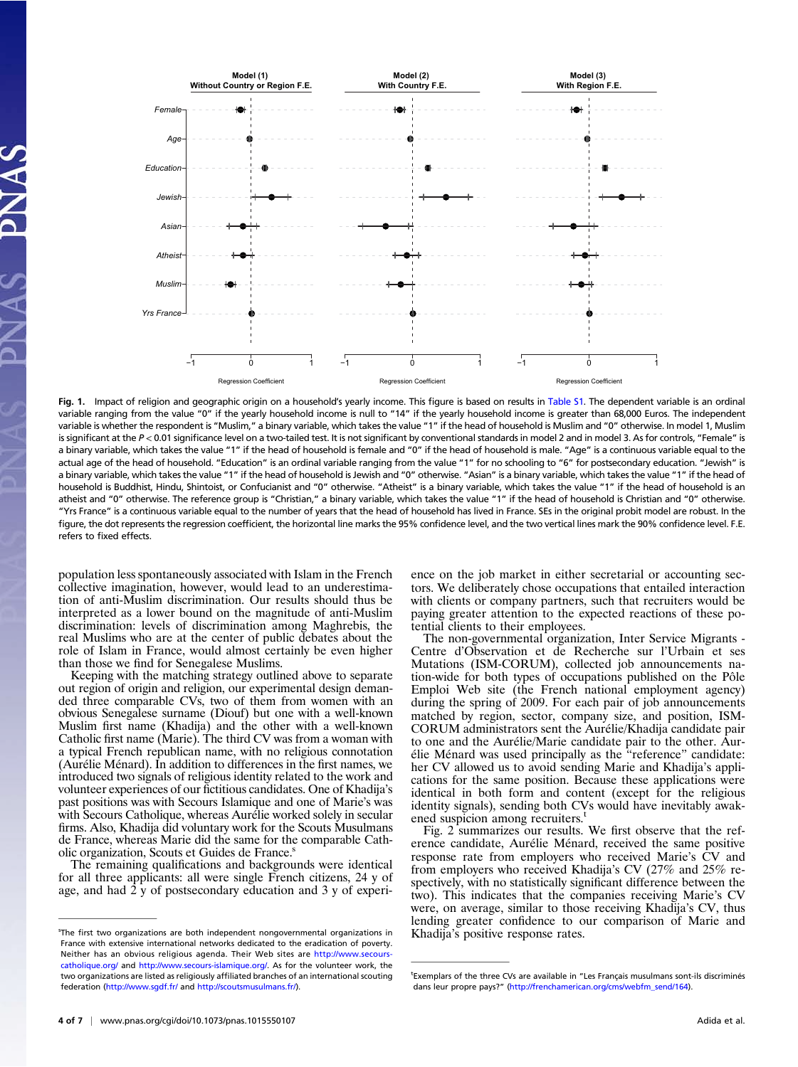**Fig. 1.** Impact of religion and geographic origin on a household's yearly income. This figure is based on results in Table S1. The dependent variable is an ordinal variable ranging from the value "0" if the yearly household income is null to "14" if the yearly household income is greater than 68,000 Euros. The independent variable is whether the respondent is "Muslim," a binary variable, which takes the value "1" if the head of household is Muslim and "0" otherwise. In model 1, Muslim is significant at the $P < 0.01$ significance level on a two-tailed test. It is not significant by conventional standards in model 2 and in model 3. As for controls, "Female" is a binary variable, which takes the value "1" if the head of household is female and "0" if the head of household is male. "Age" is a continuous variable equal to the actual age of the head of household. "Education" is an ordinal variable ranging from the value "1" for no schooling to "6" for postsecondary education. "Jewish" is a binary variable, which takes the value "1" if the head of household is Jewish and "0" otherwise. "Asian" is a binary variable, which takes the value "1" if the head of household is Buddhist, Hindu, Shintoist, or Confucianist and "0" otherwise. "Atheist" is a binary variable, which takes the value "1" if the head of household is an atheist and "0" otherwise. The reference group is "Christian," a binary variable, which takes the value "1" if the head of household is Christian and "0" otherwise. "Yrs France" is a continuous variable equal to the number of years that the head of household has lived in France. SEs in the original probit model are robust. In the figure, the dot represents the regression coefficient, the horizontal line marks the 95% confidence level, and the two vertical lines mark the 90% confidence level. F.E. refers to fixed effects.

population less spontaneously associated with Islam in the French collective imagination, however, would lead to an underestimation of anti-Muslim discrimination. Our results should thus be interpreted as a lower bound on the magnitude of anti-Muslim discrimination: levels of discrimination among Maghrebis, the real Muslims who are at the center of public debates about the role of Islam in France, would almost certainly be even higher than those we find for Senegalese Muslims.

Keeping with the matching strategy outlined above to separate out region of origin and religion, our experimental design demanded three comparable CVs, two of them from women with an obvious Senegalese surname (Diouf) but one with a well-known Muslim first name (Khadija) and the other with a well-known Catholic first name (Marie). The third CV was from a woman with a typical French republican name, with no religious connotation (Aurélie Ménard). In addition to differences in the first names, we introduced two signals of religious identity related to the work and volunteer experiences of our fictitious candidates. One of Khadija's past positions was with Secours Islamique and one of Marie's was with Secours Catholique, whereas Aurélie worked solely in secular firms. Also, Khadija did voluntary work for the Scouts Musulmans de France, whereas Marie did the same for the comparable Catholic organization, Scouts et Guides de France.[s]

The remaining qualifications and backgrounds were identical for all three applicants: all were single French citizens, 24 y of age, and had 2 y of postsecondary education and 3 y of experience on the job market in either secretarial or accounting sectors. We deliberately chose occupations that entailed interaction with clients or company partners, such that recruiters would be paying greater attention to the expected reactions of these potential clients to their employees.

The non-governmental organization, Inter Service Migrants - Centre d'Observation et de Recherche sur l'Urbain et ses Mutations (ISM-CORUM), collected job announcements nation-wide for both types of occupations published on the Pôle Emploi Web site (the French national employment agency) during the spring of 2009. For each pair of job announcements matched by region, sector, company size, and position, ISM-CORUM administrators sent the Aurélie/Khadija candidate pair to one and the Aurélie/Marie candidate pair to the other. Aurélie Ménard was used principally as the "reference" candidate: her CV allowed us to avoid sending Marie and Khadija's applications for the same position. Because these applications were identical in both form and content (except for the religious identity signals), sending both CVs would have inevitably awakened suspicion among recruiters.[t]

Fig. 2 summarizes our results. We first observe that the reference candidate, Aurélie Ménard, received the same positive response rate from employers who received Marie's CV and from employers who received Khadija's CV (27% and 25% respectively, with no statistically significant difference between the two). This indicates that the companies receiving Marie's CV were, on average, similar to those receiving Khadija's CV, thus lending greater confidence to our comparison of Marie and Khadija's positive response rates.

---

[s] The first two organizations are both independent nongovernmental organizations in France with extensive international networks dedicated to the eradication of poverty. Neither has an obvious religious agenda. Their Web sites are http://www.secours-catholique.org/ and http://www.secours-islamique.org/. As for the volunteer work, the two organizations are listed as religiously affiliated branches of an international scouting federation (http://www.sgdf.fr/ and http://scoutsmusulmans.fr/).

[t] Exemplars of the three CVs are available in "Les Français musulmans sont-ils discriminés dans leur propre pays?" (http://frenchamerican.org/cms/webfm_send/164).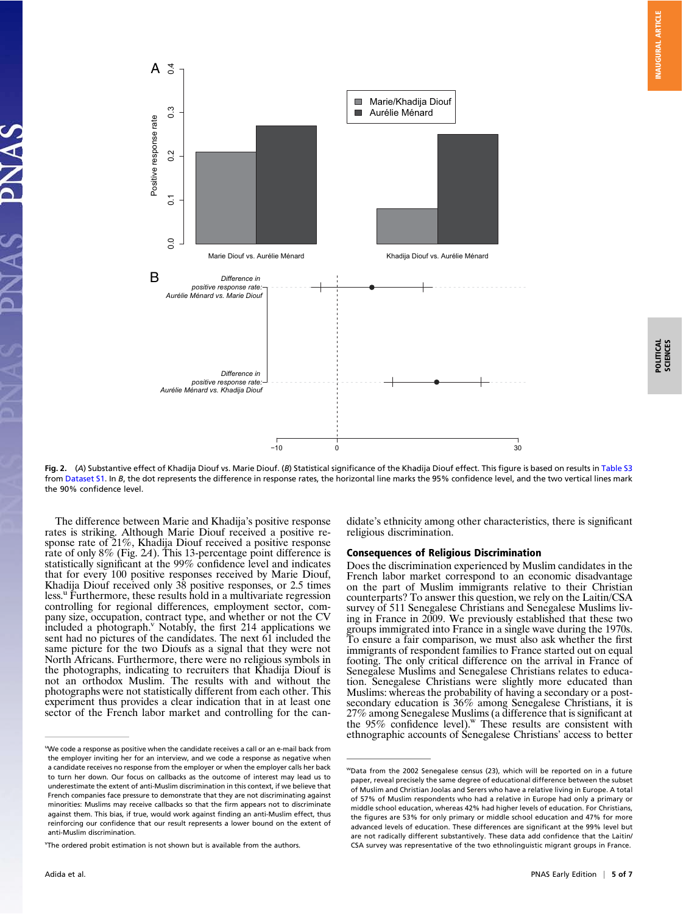**Fig. 2.** (*A*) Substantive effect of Khadija Diouf vs. Marie Diouf. (*B*) Statistical significance of the Khadija Diouf effect. This figure is based on results in Table S3 from Dataset S1. In *B*, the dot represents the difference in response rates, the horizontal line marks the 95% confidence level, and the two vertical lines mark the 90% confidence level.

The difference between Marie and Khadija's positive response rates is striking. Although Marie Diouf received a positive response rate of 21%, Khadija Diouf received a positive response rate of only 8% (Fig. 2*A*). This 13-percentage point difference is statistically significant at the 99% confidence level and indicates that for every 100 positive responses received by Marie Diouf, Khadija Diouf received only 38 positive responses, or 2.5 times less.[u] Furthermore, these results hold in a multivariate regression controlling for regional differences, employment sector, company size, occupation, contract type, and whether or not the CV included a photograph.[v] Notably, the first 214 applications we sent had no pictures of the candidates. The next 61 included the same picture for the two Dioufs as a signal that they were not North Africans. Furthermore, there were no religious symbols in the photographs, indicating to recruiters that Khadija Diouf is not an orthodox Muslim. The results with and without the photographs were not statistically different from each other. This experiment thus provides a clear indication that in at least one sector of the French labor market and controlling for the candidate's ethnicity among other characteristics, there is significant religious discrimination.

## Consequences of Religious Discrimination

Does the discrimination experienced by Muslim candidates in the French labor market correspond to an economic disadvantage on the part of Muslim immigrants relative to their Christian counterparts? To answer this question, we rely on the Laitin/CSA survey of 511 Senegalese Christians and Senegalese Muslims living in France in 2009. We previously established that these two groups immigrated into France in a single wave during the 1970s. To ensure a fair comparison, we must also ask whether the first immigrants of respondent families to France started out on equal footing. The only critical difference on the arrival in France of Senegalese Muslims and Senegalese Christians relates to education. Senegalese Christians were slightly more educated than Muslims: whereas the probability of having a secondary or a post-secondary education is 36% among Senegalese Christians, it is 27% among Senegalese Muslims (a difference that is significant at the 95% confidence level).[w] These results are consistent with ethnographic accounts of Senegalese Christians' access to better

---

[u]We code a response as positive when the candidate receives a call or an e-mail back from the employer inviting her for an interview, and we code a response as negative when a candidate receives no response from the employer or when the employer calls her back to turn her down. Our focus on callbacks as the outcome of interest may lead us to underestimate the extent of anti-Muslim discrimination in this context, if we believe that French companies face pressure to demonstrate that they are not discriminating against minorities: Muslims may receive callbacks so that the firm appears not to discriminate against them. This bias, if true, would work against finding an anti-Muslim effect, thus reinforcing our confidence that our result represents a lower bound on the extent of anti-Muslim discrimination.

[v]The ordered probit estimation is not shown but is available from the authors.

[w]Data from the 2002 Senegalese census (23), which will be reported on in a future paper, reveal precisely the same degree of educational difference between the subset of Muslim and Christian Joolas and Serers who have a relative living in Europe. A total of 57% of Muslim respondents who had a relative in Europe had only a primary or middle school education, whereas 42% had higher levels of education. For Christians, the figures are 53% for only primary or middle school education and 47% for more advanced levels of education. These differences are significant at the 99% level but are not radically different substantively. These data add confidence that the Laitin/CSA survey was representative of the two ethnolinguistic migrant groups in France.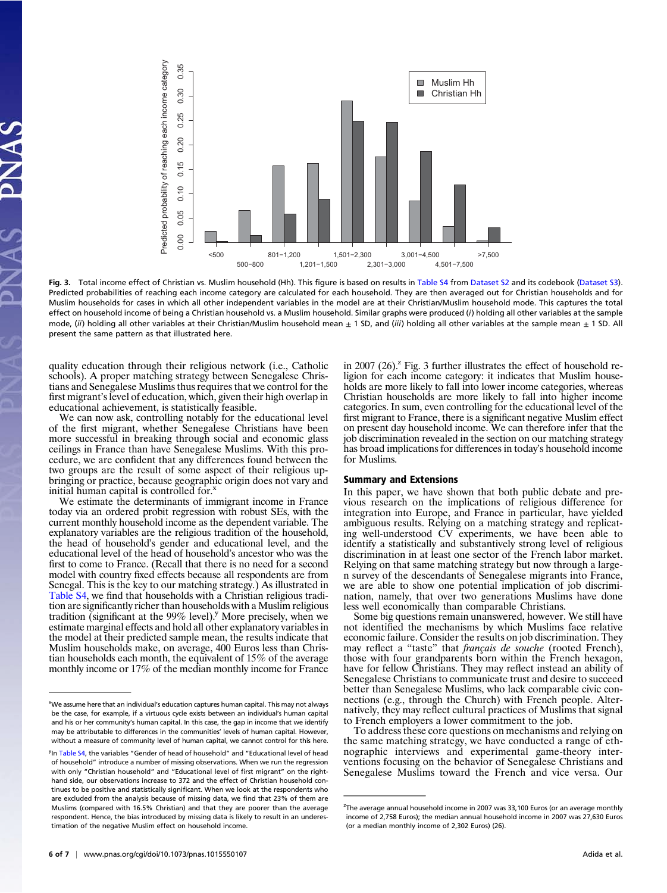Fig. 3. Total income effect of Christian vs. Muslim household (Hh). This figure is based on results in Table S4 from Dataset S2 and its codebook (Dataset S3). Predicted probabilities of reaching each income category are calculated for each household. They are then averaged out for Christian households and for Muslim households for cases in which all other independent variables in the model are at their Christian/Muslim household mode. This captures the total effect on household income of being a Christian household vs. a Muslim household. Similar graphs were produced (*i*) holding all other variables at the sample mode, (*ii*) holding all other variables at their Christian/Muslim household mean ± 1 SD, and (*iii*) holding all other variables at the sample mean ± 1 SD. All present the same pattern as that illustrated here.

quality education through their religious network (i.e., Catholic schools). A proper matching strategy between Senegalese Christians and Senegalese Muslims thus requires that we control for the first migrant's level of education, which, given their high overlap in educational achievement, is statistically feasible.

We can now ask, controlling notably for the educational level of the first migrant, whether Senegalese Christians have been more successful in breaking through social and economic glass ceilings in France than have Senegalese Muslims. With this procedure, we are confident that any differences found between the two groups are the result of some aspect of their religious upbringing or practice, because geographic origin does not vary and initial human capital is controlled for.[x]

We estimate the determinants of immigrant income in France today via an ordered probit regression with robust SEs, with the current monthly household income as the dependent variable. The explanatory variables are the religious tradition of the household, the head of household's gender and educational level, and the educational level of the head of household's ancestor who was the first to come to France. (Recall that there is no need for a second model with country fixed effects because all respondents are from Senegal. This is the key to our matching strategy.) As illustrated in Table S4, we find that households with a Christian religious tradition are significantly richer than households with a Muslim religious tradition (significant at the 99% level).[y] More precisely, when we estimate marginal effects and hold all other explanatory variables in the model at their predicted sample mean, the results indicate that Muslim households make, on average, 400 Euros less than Christian households each month, the equivalent of 15% of the average monthly income or 17% of the median monthly income for France in 2007 (26).[z] Fig. 3 further illustrates the effect of household religion for each income category: it indicates that Muslim households are more likely to fall into lower income categories, whereas Christian households are more likely to fall into higher income categories. In sum, even controlling for the educational level of the first migrant to France, there is a significant negative Muslim effect on present day household income. We can therefore infer that the job discrimination revealed in the section on our matching strategy has broad implications for differences in today's household income for Muslims.

## Summary and Extensions

In this paper, we have shown that both public debate and previous research on the implications of religious difference for integration into Europe, and France in particular, have yielded ambiguous results. Relying on a matching strategy and replicating well-understood CV experiments, we have been able to identify a statistically and substantively strong level of religious discrimination in at least one sector of the French labor market. Relying on that same matching strategy but now through a large-n survey of the descendants of Senegalese migrants into France, we are able to show one potential implication of job discrimination, namely, that over two generations Muslims have done less well economically than comparable Christians.

Some big questions remain unanswered, however. We still have not identified the mechanisms by which Muslims face relative economic failure. Consider the results on job discrimination. They may reflect a "taste" that *français de souche* (rooted French), those with four grandparents born within the French hexagon, have for fellow Christians. They may reflect instead an ability of Senegalese Christians to communicate trust and desire to succeed better than Senegalese Muslims, who lack comparable civic connections (e.g., through the Church) with French people. Alternatively, they may reflect cultural practices of Muslims that signal to French employers a lower commitment to the job.

To address these core questions on mechanisms and relying on the same matching strategy, we have conducted a range of ethnographic interviews and experimental game-theory interventions focusing on the behavior of Senegalese Christians and Senegalese Muslims toward the French and vice versa. Our

---

[x] We assume here that an individual's education captures human capital. This may not always be the case, for example, if a virtuous cycle exists between an individual's human capital and his or her community's human capital. In this case, the gap in income that we identify may be attributable to differences in the communities' levels of human capital. However, without a measure of community level of human capital, we cannot control for this here.

[y] In Table S4, the variables "Gender of head of household" and "Educational level of head of household" introduce a number of missing observations. When we run the regression with only "Christian household" and "Educational level of first migrant" on the right-hand side, our observations increase to 372 and the effect of Christian household continues to be positive and statistically significant. When we look at the respondents who are excluded from the analysis because of missing data, we find that 23% of them are Muslims (compared with 16.5% Christian) and that they are poorer than the average respondent. Hence, the bias introduced by missing data is likely to result in an underestimation of the negative Muslim effect on household income.

[z] The average annual household income in 2007 was 33,100 Euros (or an average monthly income of 2,758 Euros); the median annual household income in 2007 was 27,630 Euros (or a median monthly income of 2,302 Euros) (26).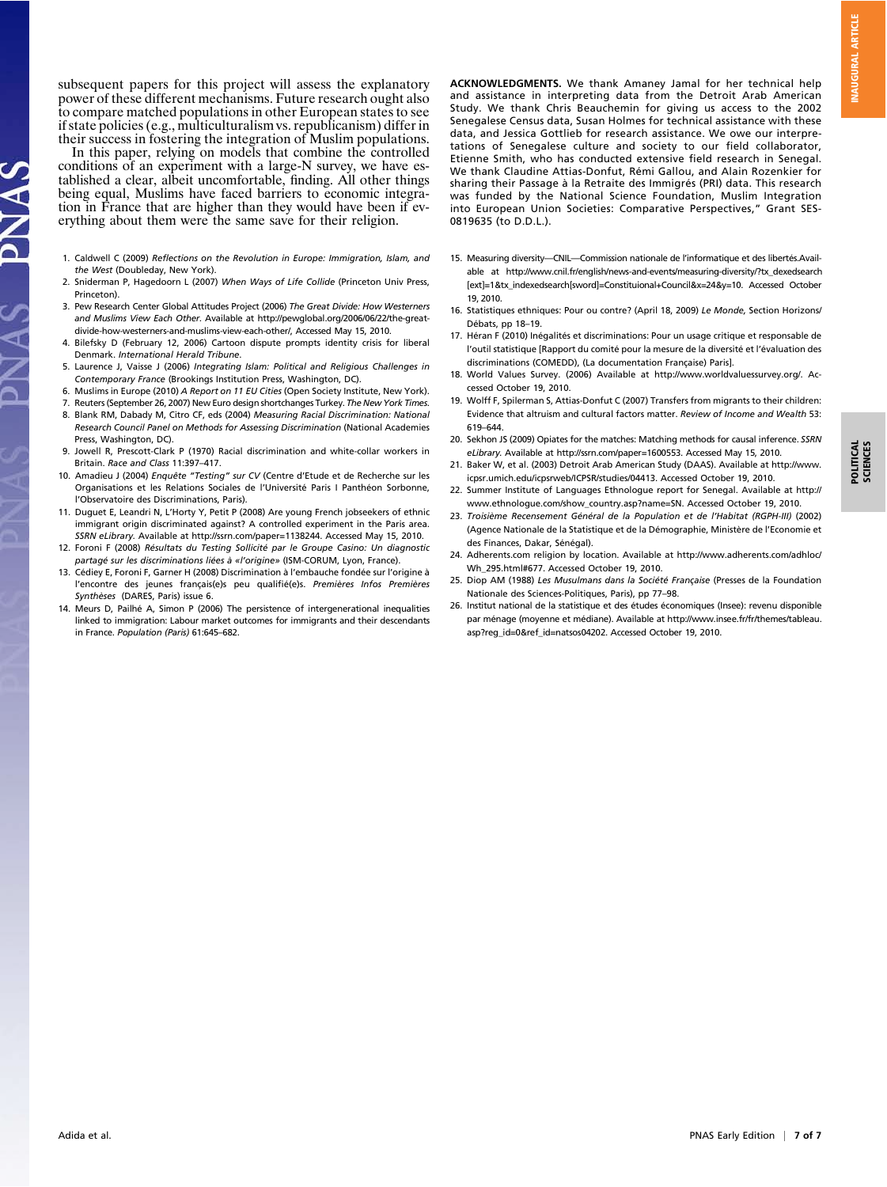subsequent papers for this project will assess the explanatory power of these different mechanisms. Future research ought also to compare matched populations in other European states to see if state policies (e.g., multiculturalism vs. republicanism) differ in their success in fostering the integration of Muslim populations.

In this paper, relying on models that combine the controlled conditions of an experiment with a large-N survey, we have established a clear, albeit uncomfortable, finding. All other things being equal, Muslims have faced barriers to economic integration in France that are higher than they would have been if everything about them were the same save for their religion.

**ACKNOWLEDGMENTS.** We thank Amaney Jamal for her technical help and assistance in interpreting data from the Detroit Arab American Study. We thank Chris Beauchemin for giving us access to the 2002 Senegalese Census data, Susan Holmes for technical assistance with these data, and Jessica Gottlieb for research assistance. We owe our interpretations of Senegalese culture and society to our field collaborator, Etienne Smith, who has conducted extensive field research in Senegal. We thank Claudine Attias-Donfut, Rémi Gallou, and Alain Rozenkier for sharing their Passage à la Retraite des Immigrés (PRI) data. This research was funded by the National Science Foundation, Muslim Integration into European Union Societies: Comparative Perspectives," Grant SES-0819635 (to D.D.L.).

1. Caldwell C (2009) *Reflections on the Revolution in Europe: Immigration, Islam, and the West* (Doubleday, New York).
2. Sniderman P, Hagedoorn L (2007) *When Ways of Life Collide* (Princeton Univ Press, Princeton).
3. Pew Research Center Global Attitudes Project (2006) *The Great Divide: How Westerners and Muslims View Each Other.* Available at http://pewglobal.org/2006/06/22/the-great-divide-how-westerners-and-muslims-view-each-other/, Accessed May 15, 2010.
4. Bilefsky D (February 12, 2006) Cartoon dispute prompts identity crisis for liberal Denmark. *International Herald Tribune*.
5. Laurence J, Vaisse J (2006) *Integrating Islam: Political and Religious Challenges in Contemporary France* (Brookings Institution Press, Washington, DC).
6. Muslims in Europe (2010) *A Report on 11 EU Cities* (Open Society Institute, New York).
7. Reuters (September 26, 2007) New Euro design shortchanges Turkey. *The New York Times*.
8. Blank RM, Dabady M, Citro CF, eds (2004) *Measuring Racial Discrimination: National Research Council Panel on Methods for Assessing Discrimination* (National Academies Press, Washington, DC).
9. Jowell R, Prescott-Clark P (1970) Racial discrimination and white-collar workers in Britain. *Race and Class* 11:397–417.
10. Amadieu J (2004) *Enquête "Testing" sur CV* (Centre d'Etude et de Recherche sur les Organisations et les Relations Sociales de l'Université Paris I Panthéon Sorbonne, l'Observatoire des Discriminations, Paris).
11. Duguet E, Leandri N, L'Horty Y, Petit P (2008) Are young French jobseekers of ethnic immigrant origin discriminated against? A controlled experiment in the Paris area. *SSRN eLibrary.* Available at http://ssrn.com/paper=1138244. Accessed May 15, 2010.
12. Foroni F (2008) *Résultats du Testing Sollicité par le Groupe Casino: Un diagnostic partagé sur les discriminations liées à «l'origine»* (ISM-CORUM, Lyon, France).
13. Cédiey E, Foroni F, Garner H (2008) Discrimination à l'embauche fondée sur l'origine à l'encontre des jeunes français(e)s peu qualifié(e)s. *Premières Infos Premières Synthèses* (DARES, Paris) issue 6.
14. Meurs D, Pailhé A, Simon P (2006) The persistence of intergenerational inequalities linked to immigration: Labour market outcomes for immigrants and their descendants in France. *Population (Paris)* 61:645–682.
15. Measuring diversity—CNIL—Commission nationale de l'informatique et des libertés.Available at http://www.cnil.fr/english/news-and-events/measuring-diversity/?tx_dexedsearch[ext]=1&tx_indexedsearch[sword]=Constituional+Council&x=24&y=10. Accessed October 19, 2010.
16. Statistiques ethniques: Pour ou contre? (April 18, 2009) *Le Monde*, Section Horizons/Débats, pp 18–19.
17. Héran F (2010) Inégalités et discriminations: Pour un usage critique et responsable de l'outil statistique [Rapport du comité pour la mesure de la diversité et l'évaluation des discriminations (COMEDD), (La documentation Française) Paris].
18. World Values Survey. (2006) Available at http://www.worldvaluessurvey.org/. Accessed October 19, 2010.
19. Wolff F, Spilerman S, Attias-Donfut C (2007) Transfers from migrants to their children: Evidence that altruism and cultural factors matter. *Review of Income and Wealth* 53: 619–644.
20. Sekhon JS (2009) Opiates for the matches: Matching methods for causal inference. *SSRN eLibrary.* Available at http://ssrn.com/paper=1600553. Accessed May 15, 2010.
21. Baker W, et al. (2003) Detroit Arab American Study (DAAS). Available at http://www.icpsr.umich.edu/icpsrweb/ICPSR/studies/04413. Accessed October 19, 2010.
22. Summer Institute of Languages Ethnologue report for Senegal. Available at http://www.ethnologue.com/show_country.asp?name=SN. Accessed October 19, 2010.
23. *Troisième Recensement Général de la Population et de l'Habitat (RGPH-III)* (2002) (Agence Nationale de la Statistique et de la Démographie, Ministère de l'Economie et des Finances, Dakar, Sénégal).
24. Adherents.com religion by location. Available at http://www.adherents.com/adhloc/Wh_295.html#677. Accessed October 19, 2010.
25. Diop AM (1988) *Les Musulmans dans la Société Française* (Presses de la Foundation Nationale des Sciences-Politiques, Paris), pp 77–98.
26. Institut national de la statistique et des études économiques (Insee): revenu disponible par ménage (moyenne et médiane). Available at http://www.insee.fr/fr/themes/tableau.asp?reg_id=0&ref_id=natsos04202. Accessed October 19, 2010.